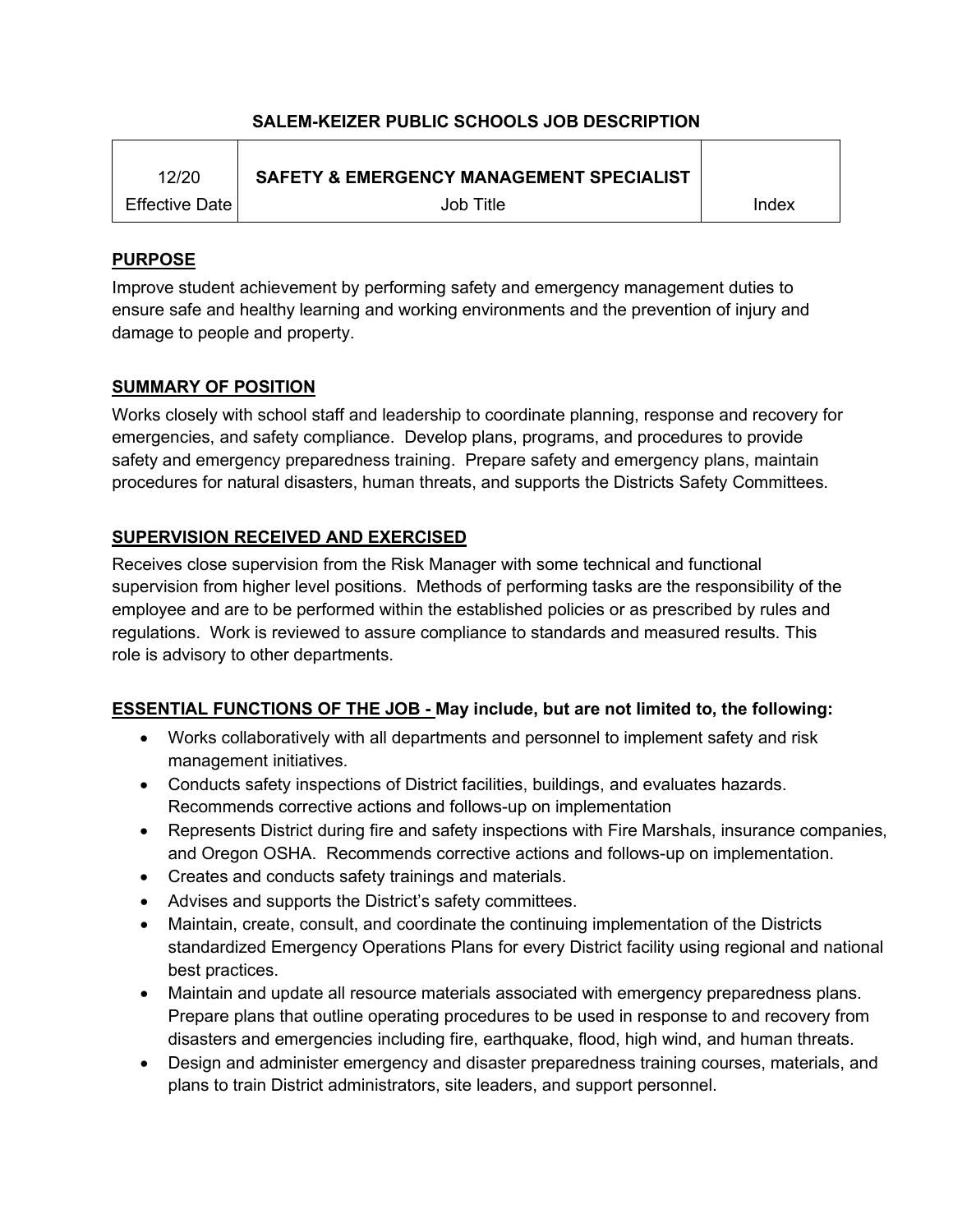# SALEM-KEIZER PUBLIC SCHOOLS JOB DESCRIPTION

| 12/20 | SAFETY & EMERGENCY MANAGEMENT SPECIALIST | |
|---|---|---|
| Effective Date | Job Title | Index |

## PURPOSE

Improve student achievement by performing safety and emergency management duties to ensure safe and healthy learning and working environments and the prevention of injury and damage to people and property.

## SUMMARY OF POSITION

Works closely with school staff and leadership to coordinate planning, response and recovery for emergencies, and safety compliance. Develop plans, programs, and procedures to provide safety and emergency preparedness training. Prepare safety and emergency plans, maintain procedures for natural disasters, human threats, and supports the Districts Safety Committees.

## SUPERVISION RECEIVED AND EXERCISED

Receives close supervision from the Risk Manager with some technical and functional supervision from higher level positions. Methods of performing tasks are the responsibility of the employee and are to be performed within the established policies or as prescribed by rules and regulations. Work is reviewed to assure compliance to standards and measured results. This role is advisory to other departments.

## ESSENTIAL FUNCTIONS OF THE JOB - May include, but are not limited to, the following:

- Works collaboratively with all departments and personnel to implement safety and risk management initiatives.
- Conducts safety inspections of District facilities, buildings, and evaluates hazards. Recommends corrective actions and follows-up on implementation
- Represents District during fire and safety inspections with Fire Marshals, insurance companies, and Oregon OSHA. Recommends corrective actions and follows-up on implementation.
- Creates and conducts safety trainings and materials.
- Advises and supports the District's safety committees.
- Maintain, create, consult, and coordinate the continuing implementation of the Districts standardized Emergency Operations Plans for every District facility using regional and national best practices.
- Maintain and update all resource materials associated with emergency preparedness plans. Prepare plans that outline operating procedures to be used in response to and recovery from disasters and emergencies including fire, earthquake, flood, high wind, and human threats.
- Design and administer emergency and disaster preparedness training courses, materials, and plans to train District administrators, site leaders, and support personnel.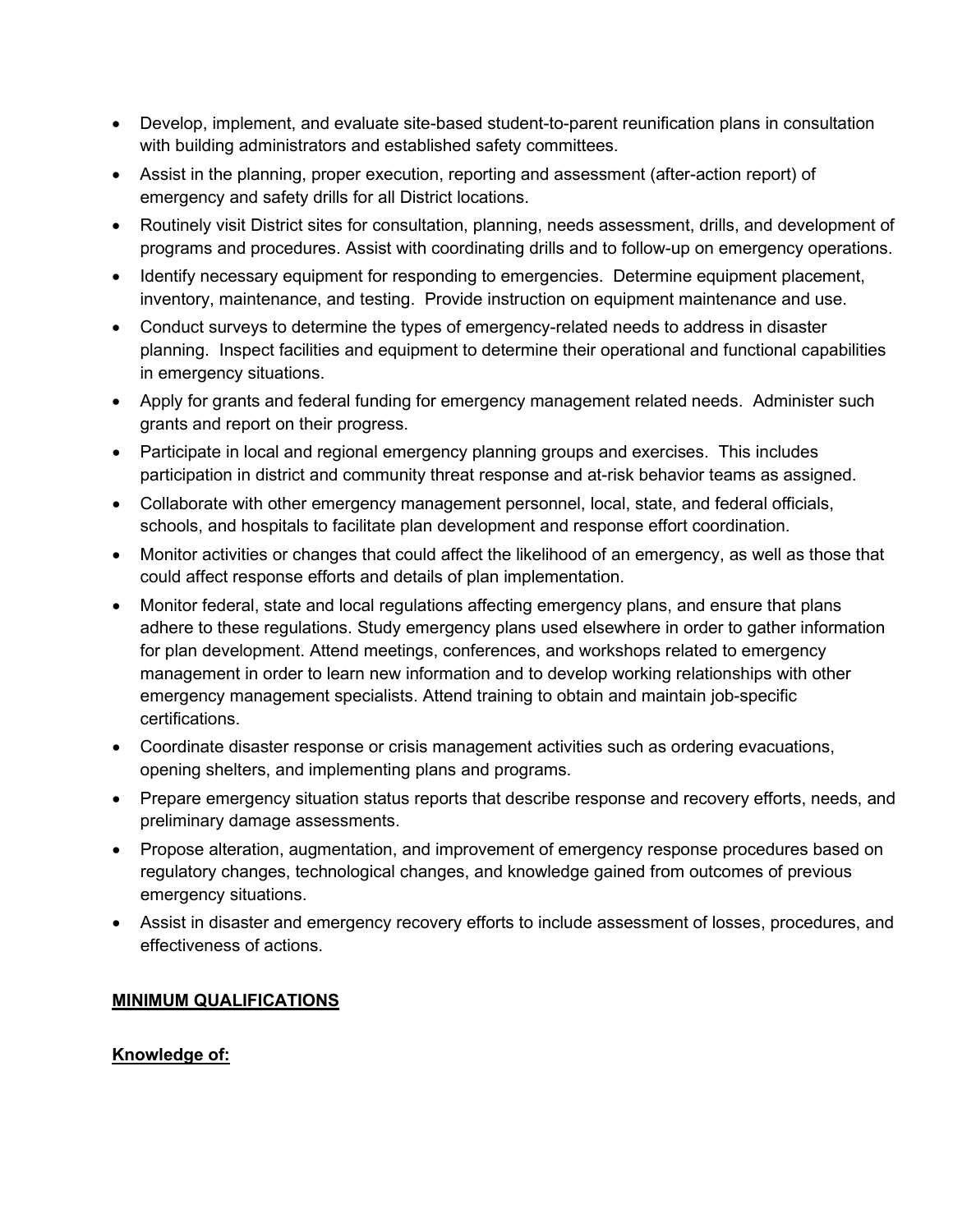- Develop, implement, and evaluate site-based student-to-parent reunification plans in consultation with building administrators and established safety committees.
- Assist in the planning, proper execution, reporting and assessment (after-action report) of emergency and safety drills for all District locations.
- Routinely visit District sites for consultation, planning, needs assessment, drills, and development of programs and procedures. Assist with coordinating drills and to follow-up on emergency operations.
- Identify necessary equipment for responding to emergencies. Determine equipment placement, inventory, maintenance, and testing. Provide instruction on equipment maintenance and use.
- Conduct surveys to determine the types of emergency-related needs to address in disaster planning. Inspect facilities and equipment to determine their operational and functional capabilities in emergency situations.
- Apply for grants and federal funding for emergency management related needs. Administer such grants and report on their progress.
- Participate in local and regional emergency planning groups and exercises. This includes participation in district and community threat response and at-risk behavior teams as assigned.
- Collaborate with other emergency management personnel, local, state, and federal officials, schools, and hospitals to facilitate plan development and response effort coordination.
- Monitor activities or changes that could affect the likelihood of an emergency, as well as those that could affect response efforts and details of plan implementation.
- Monitor federal, state and local regulations affecting emergency plans, and ensure that plans adhere to these regulations. Study emergency plans used elsewhere in order to gather information for plan development. Attend meetings, conferences, and workshops related to emergency management in order to learn new information and to develop working relationships with other emergency management specialists. Attend training to obtain and maintain job-specific certifications.
- Coordinate disaster response or crisis management activities such as ordering evacuations, opening shelters, and implementing plans and programs.
- Prepare emergency situation status reports that describe response and recovery efforts, needs, and preliminary damage assessments.
- Propose alteration, augmentation, and improvement of emergency response procedures based on regulatory changes, technological changes, and knowledge gained from outcomes of previous emergency situations.
- Assist in disaster and emergency recovery efforts to include assessment of losses, procedures, and effectiveness of actions.

## MINIMUM QUALIFICATIONS

### Knowledge of: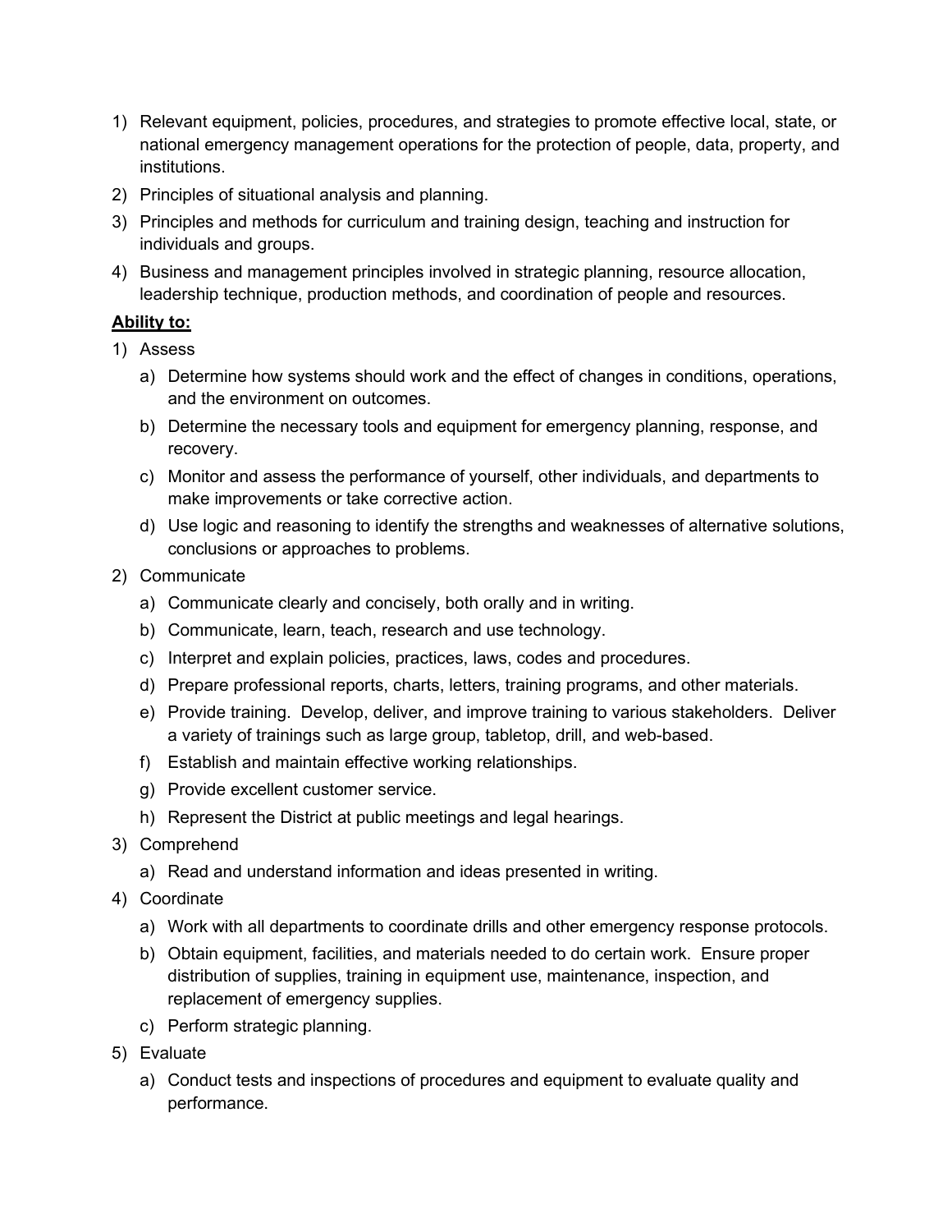1) Relevant equipment, policies, procedures, and strategies to promote effective local, state, or national emergency management operations for the protection of people, data, property, and institutions.
2) Principles of situational analysis and planning.
3) Principles and methods for curriculum and training design, teaching and instruction for individuals and groups.
4) Business and management principles involved in strategic planning, resource allocation, leadership technique, production methods, and coordination of people and resources.

**<u>Ability to:</u>**

1) Assess
   a) Determine how systems should work and the effect of changes in conditions, operations, and the environment on outcomes.
   b) Determine the necessary tools and equipment for emergency planning, response, and recovery.
   c) Monitor and assess the performance of yourself, other individuals, and departments to make improvements or take corrective action.
   d) Use logic and reasoning to identify the strengths and weaknesses of alternative solutions, conclusions or approaches to problems.
2) Communicate
   a) Communicate clearly and concisely, both orally and in writing.
   b) Communicate, learn, teach, research and use technology.
   c) Interpret and explain policies, practices, laws, codes and procedures.
   d) Prepare professional reports, charts, letters, training programs, and other materials.
   e) Provide training. Develop, deliver, and improve training to various stakeholders. Deliver a variety of trainings such as large group, tabletop, drill, and web-based.
   f) Establish and maintain effective working relationships.
   g) Provide excellent customer service.
   h) Represent the District at public meetings and legal hearings.
3) Comprehend
   a) Read and understand information and ideas presented in writing.
4) Coordinate
   a) Work with all departments to coordinate drills and other emergency response protocols.
   b) Obtain equipment, facilities, and materials needed to do certain work. Ensure proper distribution of supplies, training in equipment use, maintenance, inspection, and replacement of emergency supplies.
   c) Perform strategic planning.
5) Evaluate
   a) Conduct tests and inspections of procedures and equipment to evaluate quality and performance.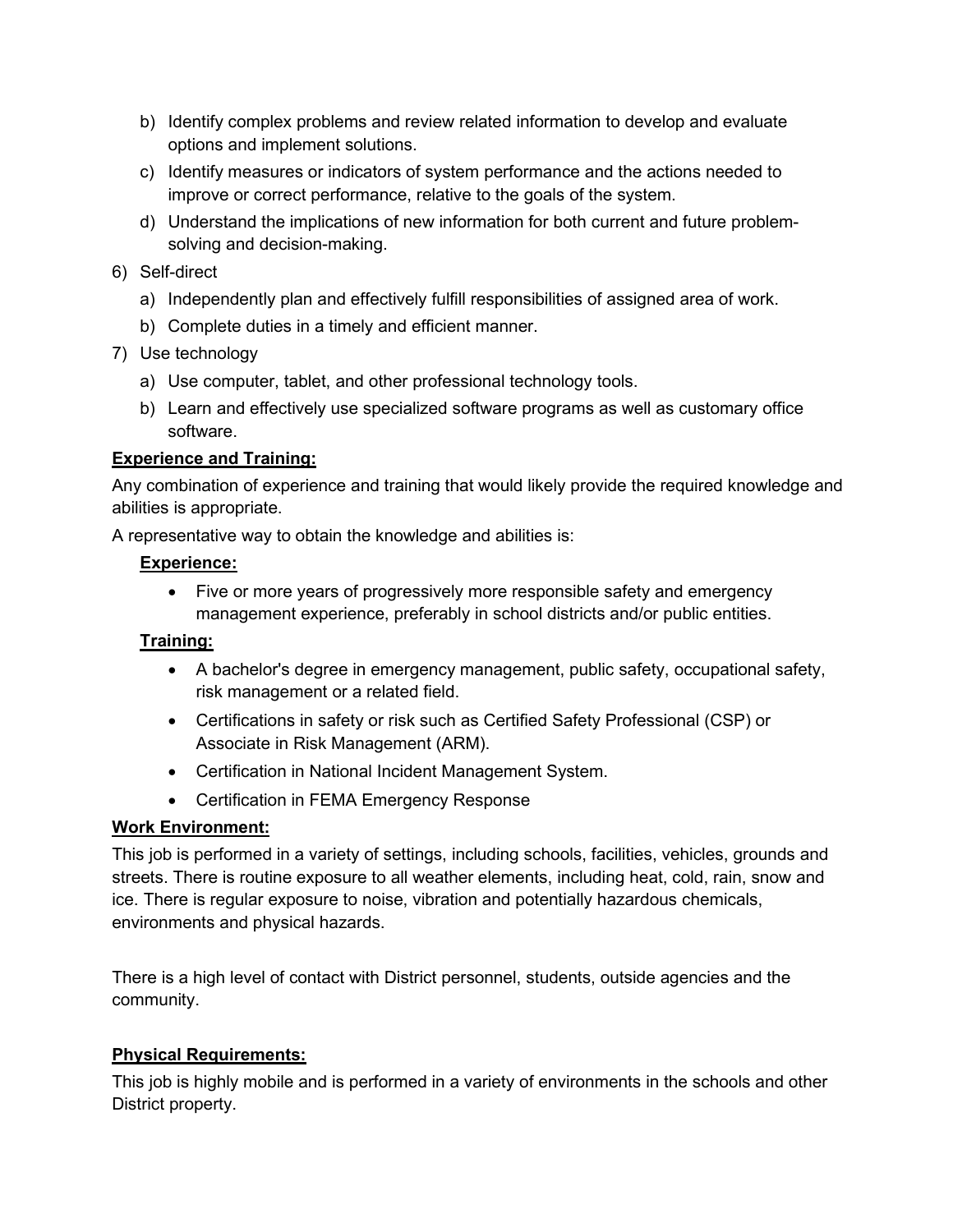b) Identify complex problems and review related information to develop and evaluate options and implement solutions.
   c) Identify measures or indicators of system performance and the actions needed to improve or correct performance, relative to the goals of the system.
   d) Understand the implications of new information for both current and future problem-solving and decision-making.
6) Self-direct
   a) Independently plan and effectively fulfill responsibilities of assigned area of work.
   b) Complete duties in a timely and efficient manner.
7) Use technology
   a) Use computer, tablet, and other professional technology tools.
   b) Learn and effectively use specialized software programs as well as customary office software.

**Experience and Training:**

Any combination of experience and training that would likely provide the required knowledge and abilities is appropriate.

A representative way to obtain the knowledge and abilities is:

**Experience:**

- Five or more years of progressively more responsible safety and emergency management experience, preferably in school districts and/or public entities.

**Training:**

- A bachelor's degree in emergency management, public safety, occupational safety, risk management or a related field.
- Certifications in safety or risk such as Certified Safety Professional (CSP) or Associate in Risk Management (ARM).
- Certification in National Incident Management System.
- Certification in FEMA Emergency Response

**Work Environment:**

This job is performed in a variety of settings, including schools, facilities, vehicles, grounds and streets. There is routine exposure to all weather elements, including heat, cold, rain, snow and ice. There is regular exposure to noise, vibration and potentially hazardous chemicals, environments and physical hazards.

There is a high level of contact with District personnel, students, outside agencies and the community.

**Physical Requirements:**

This job is highly mobile and is performed in a variety of environments in the schools and other District property.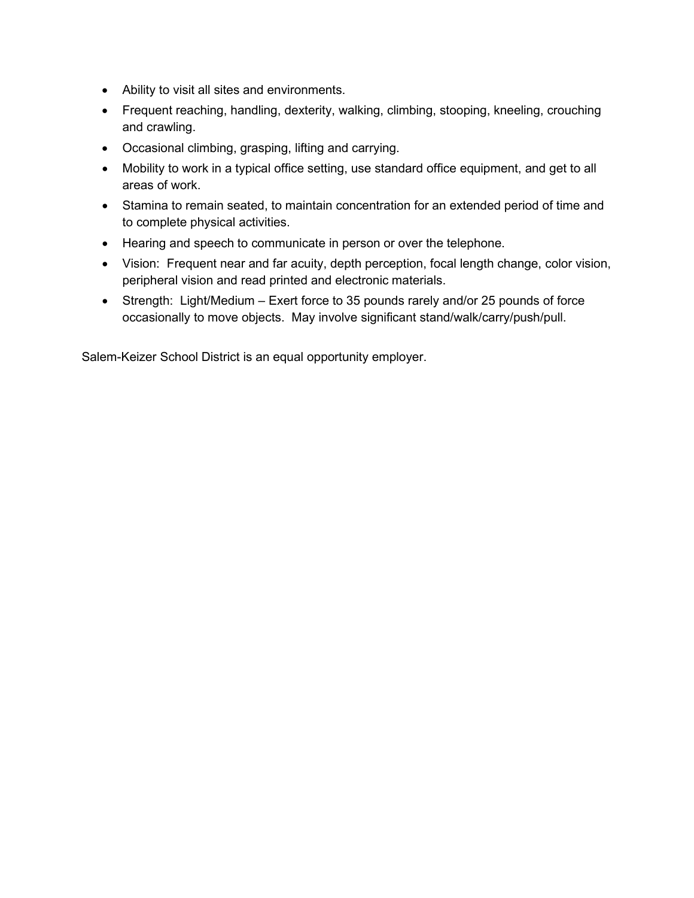- Ability to visit all sites and environments.
- Frequent reaching, handling, dexterity, walking, climbing, stooping, kneeling, crouching and crawling.
- Occasional climbing, grasping, lifting and carrying.
- Mobility to work in a typical office setting, use standard office equipment, and get to all areas of work.
- Stamina to remain seated, to maintain concentration for an extended period of time and to complete physical activities.
- Hearing and speech to communicate in person or over the telephone.
- Vision: Frequent near and far acuity, depth perception, focal length change, color vision, peripheral vision and read printed and electronic materials.
- Strength: Light/Medium – Exert force to 35 pounds rarely and/or 25 pounds of force occasionally to move objects. May involve significant stand/walk/carry/push/pull.

Salem-Keizer School District is an equal opportunity employer.